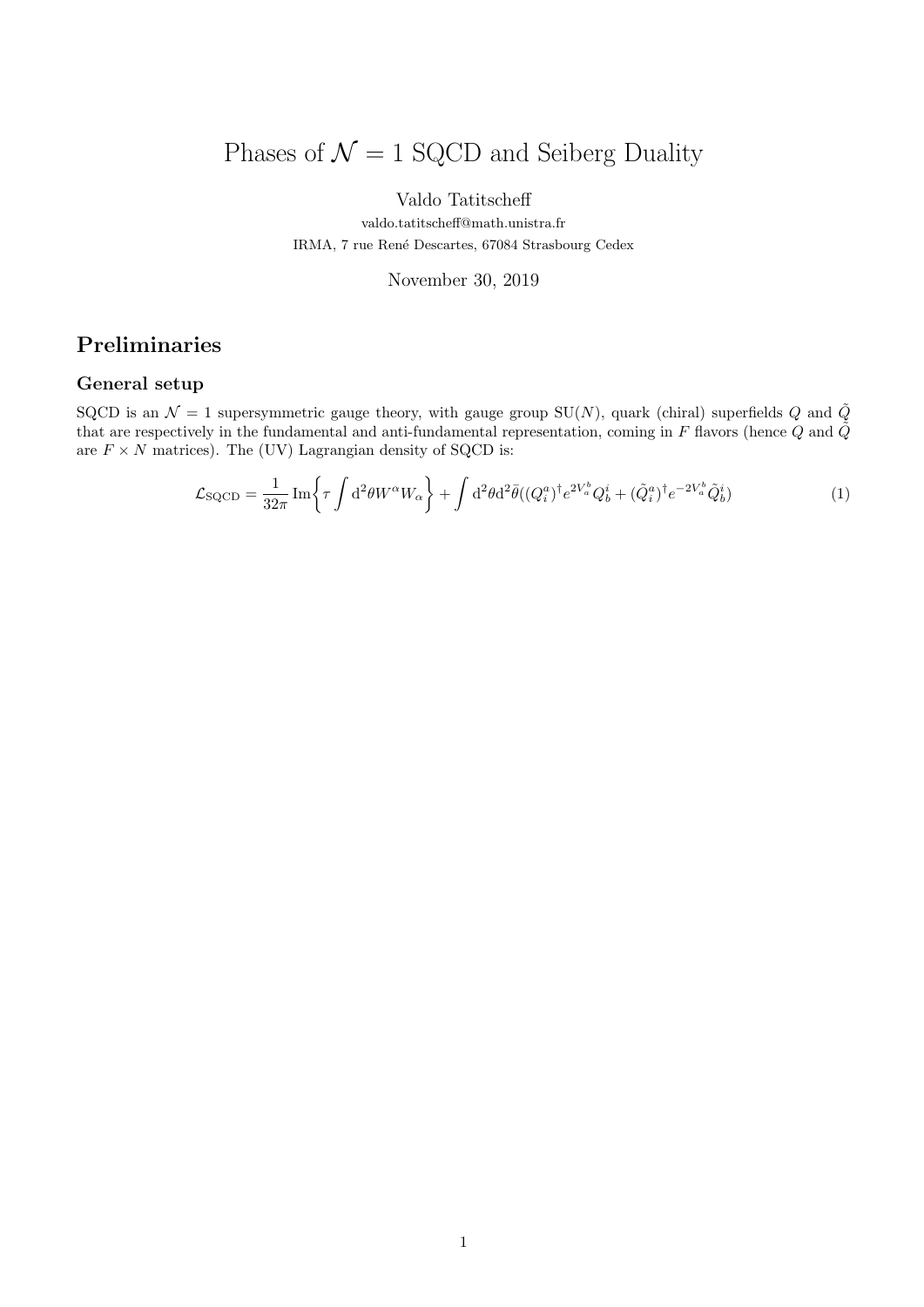# Phases of $\mathcal{N} = 1$ SQCD and Seiberg Duality

Valdo Tatitscheff

valdo.tatitscheff@math.unistra.fr

IRMA, 7 rue René Descartes, 67084 Strasbourg Cedex

November 30, 2019

## Preliminaries

### General setup

SQCD is an $\mathcal{N} = 1$ supersymmetric gauge theory, with gauge group $\mathrm{SU}(N)$, quark (chiral) superfields $Q$ and $\tilde{Q}$ that are respectively in the fundamental and anti-fundamental representation, coming in $F$ flavors (hence $Q$ and $\tilde{Q}$ are $F \times N$ matrices). The (UV) Lagrangian density of SQCD is:

$$\mathcal{L}_{\mathrm{SQCD}} = \frac{1}{32\pi} \mathrm{Im}\left\{ \tau \int \mathrm{d}^2\theta W^\alpha W_\alpha \right\} + \int \mathrm{d}^2\theta \mathrm{d}^2\bar{\theta} ((Q_i^a)^\dagger e^{2V_a^b} Q_b^i + (\tilde{Q}_i^a)^\dagger e^{-2V_a^b} \tilde{Q}_b^i) \tag{1}$$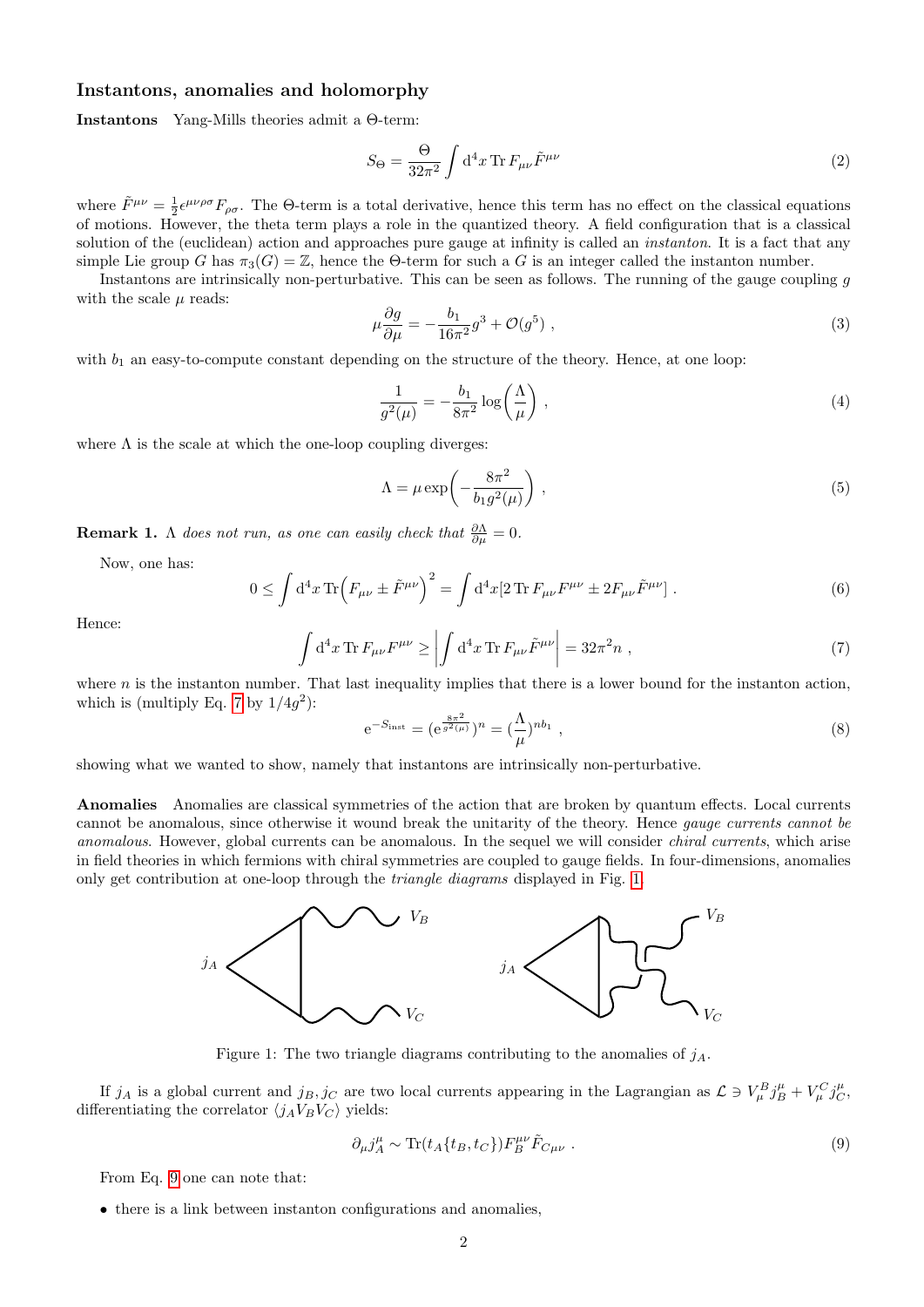### Instantons, anomalies and holomorphy

**Instantons** Yang-Mills theories admit a Θ-term:

$$S_\Theta = \frac{\Theta}{32\pi^2} \int \mathrm{d}^4x \, \mathrm{Tr}\, F_{\mu\nu} \tilde{F}^{\mu\nu} \tag{2}$$

where $\tilde{F}^{\mu\nu} = \frac{1}{2}\epsilon^{\mu\nu\rho\sigma} F_{\rho\sigma}$. The Θ-term is a total derivative, hence this term has no effect on the classical equations of motions. However, the theta term plays a role in the quantized theory. A field configuration that is a classical solution of the (euclidean) action and approaches pure gauge at infinity is called an *instanton*. It is a fact that any simple Lie group $G$ has $\pi_3(G) = \mathbb{Z}$, hence the Θ-term for such a $G$ is an integer called the instanton number.

Instantons are intrinsically non-perturbative. This can be seen as follows. The running of the gauge coupling $g$ with the scale $\mu$ reads:

$$\mu \frac{\partial g}{\partial \mu} = -\frac{b_1}{16\pi^2} g^3 + \mathcal{O}(g^5) \ , \tag{3}$$

with $b_1$ an easy-to-compute constant depending on the structure of the theory. Hence, at one loop:

$$\frac{1}{g^2(\mu)} = -\frac{b_1}{8\pi^2} \log\left(\frac{\Lambda}{\mu}\right) \ , \tag{4}$$

where $\Lambda$ is the scale at which the one-loop coupling diverges:

$$\Lambda = \mu \exp\left(-\frac{8\pi^2}{b_1 g^2(\mu)}\right) \ , \tag{5}$$

**Remark 1.** *$\Lambda$ does not run, as one can easily check that $\frac{\partial \Lambda}{\partial \mu} = 0$.*

Now, one has:

$$0 \leq \int \mathrm{d}^4x \, \mathrm{Tr}\Big(F_{\mu\nu} \pm \tilde{F}^{\mu\nu}\Big)^2 = \int \mathrm{d}^4x [2\, \mathrm{Tr}\, F_{\mu\nu}F^{\mu\nu} \pm 2F_{\mu\nu}\tilde{F}^{\mu\nu}] \ . \tag{6}$$

Hence:

$$\int \mathrm{d}^4x \, \mathrm{Tr}\, F_{\mu\nu}F^{\mu\nu} \geq \left| \int \mathrm{d}^4x \, \mathrm{Tr}\, F_{\mu\nu}\tilde{F}^{\mu\nu} \right| = 32\pi^2 n \ , \tag{7}$$

where $n$ is the instanton number. That last inequality implies that there is a lower bound for the instanton action, which is (multiply Eq. 7 by $1/4g^2$):

$$\mathrm{e}^{-S_{\text{inst}}} = (\mathrm{e}^{\frac{8\pi^2}{g^2(\mu)}})^n = (\frac{\Lambda}{\mu})^{nb_1} \ , \tag{8}$$

showing what we wanted to show, namely that instantons are intrinsically non-perturbative.

**Anomalies** Anomalies are classical symmetries of the action that are broken by quantum effects. Local currents cannot be anomalous, since otherwise it wound break the unitarity of the theory. Hence *gauge currents cannot be anomalous*. However, global currents can be anomalous. In the sequel we will consider *chiral currents*, which arise in field theories in which fermions with chiral symmetries are coupled to gauge fields. In four-dimensions, anomalies only get contribution at one-loop through the *triangle diagrams* displayed in Fig. 1.

Figure 1: The two triangle diagrams contributing to the anomalies of $j_A$.

If $j_A$ is a global current and $j_B, j_C$ are two local currents appearing in the Lagrangian as $\mathcal{L} \ni V_\mu^B j_B^\mu + V_\mu^C j_C^\mu$, differentiating the correlator $\langle j_A V_B V_C \rangle$ yields:

$$\partial_\mu j_A^\mu \sim \mathrm{Tr}(t_A\{t_B, t_C\}) F_B^{\mu\nu} \tilde{F}_{C\mu\nu} \ . \tag{9}$$

From Eq. 9 one can note that:

- there is a link between instanton configurations and anomalies,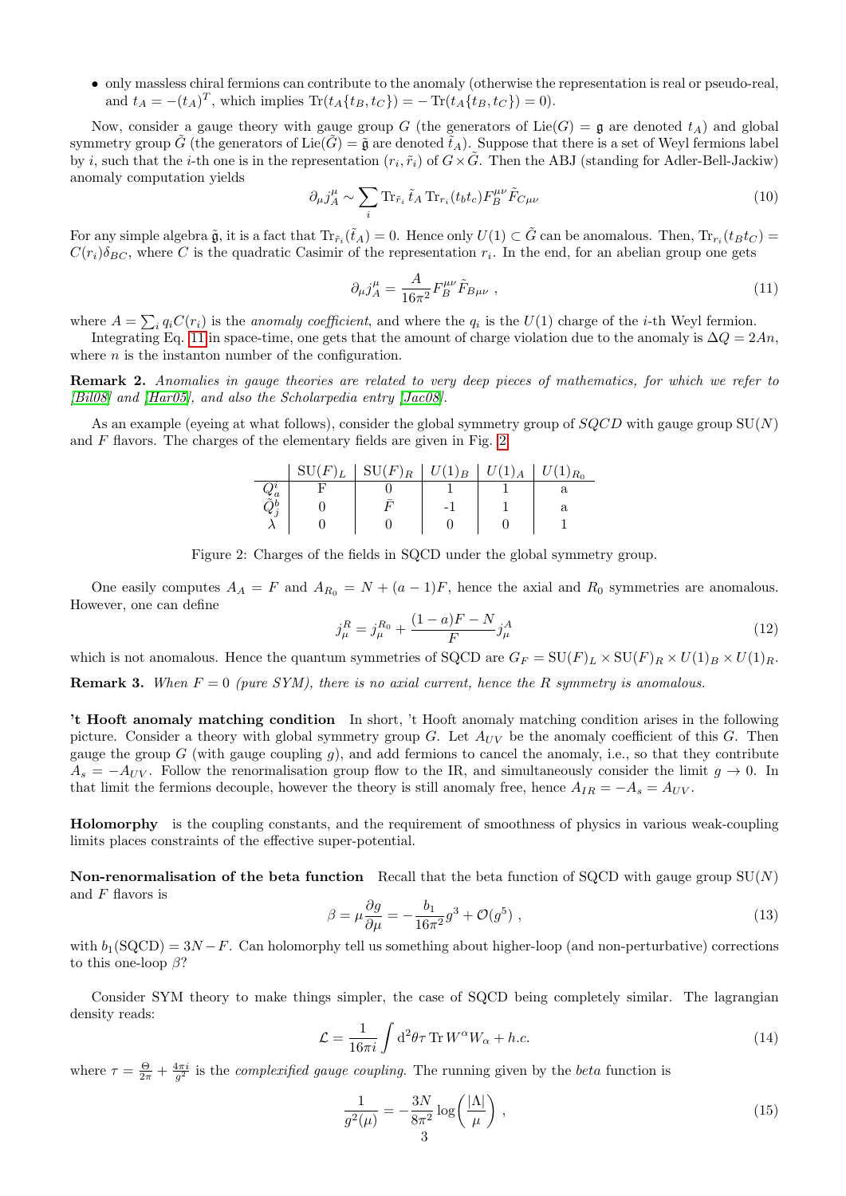- only massless chiral fermions can contribute to the anomaly (otherwise the representation is real or pseudo-real, and $t_A = -(t_A)^T$, which implies $\mathrm{Tr}(t_A\{t_B, t_C\}) = -\mathrm{Tr}(t_A\{t_B, t_C\}) = 0$).

Now, consider a gauge theory with gauge group $G$ (the generators of $\mathrm{Lie}(G) = \mathfrak{g}$ are denoted $t_A$) and global symmetry group $\tilde{G}$ (the generators of $\mathrm{Lie}(\tilde{G}) = \tilde{\mathfrak{g}}$ are denoted $\tilde{t}_A$). Suppose that there is a set of Weyl fermions label by $i$, such that the $i$-th one is in the representation $(r_i, \tilde{r}_i)$ of $G \times \tilde{G}$. Then the ABJ (standing for Adler-Bell-Jackiw) anomaly computation yields

$$\partial_\mu j^\mu_A \sim \sum_i \mathrm{Tr}_{\tilde{r}_i} \tilde{t}_A \, \mathrm{Tr}_{r_i}(t_b t_c) F^{\mu\nu}_B \tilde{F}_{C\mu\nu} \tag{10}$$

For any simple algebra $\tilde{\mathfrak{g}}$, it is a fact that $\mathrm{Tr}_{\tilde{r}_i}(\tilde{t}_A) = 0$. Hence only $U(1) \subset \tilde{G}$ can be anomalous. Then, $\mathrm{Tr}_{r_i}(t_B t_C) = C(r_i)\delta_{BC}$, where $C$ is the quadratic Casimir of the representation $r_i$. In the end, for an abelian group one gets

$$\partial_\mu j^\mu_A = \frac{A}{16\pi^2} F^{\mu\nu}_B \tilde{F}_{B\mu\nu} \ , \tag{11}$$

where $A = \sum_i q_i C(r_i)$ is the *anomaly coefficient*, and where the $q_i$ is the $U(1)$ charge of the $i$-th Weyl fermion.

Integrating Eq. 11 in space-time, one gets that the amount of charge violation due to the anomaly is $\Delta Q = 2An$, where $n$ is the instanton number of the configuration.

**Remark 2.** *Anomalies in gauge theories are related to very deep pieces of mathematics, for which we refer to [Bil08] and [Har05], and also the Scholarpedia entry [Jac08].*

As an example (eyeing at what follows), consider the global symmetry group of *SQCD* with gauge group SU$(N)$ and $F$ flavors. The charges of the elementary fields are given in Fig. 2.

| | $\mathrm{SU}(F)_L$ | $\mathrm{SU}(F)_R$ | $U(1)_B$ | $U(1)_A$ | $U(1)_{R_0}$ |
|---|---|---|---|---|---|
| $Q^i_a$ | F | 0 | 1 | 1 | a |
| $\tilde{Q}^b_j$ | 0 | $\bar{F}$ | -1 | 1 | a |
| $\lambda$ | 0 | 0 | 0 | 0 | 1 |

Figure 2: Charges of the fields in SQCD under the global symmetry group.

One easily computes $A_A = F$ and $A_{R_0} = N + (a-1)F$, hence the axial and $R_0$ symmetries are anomalous. However, one can define

$$j^R_\mu = j^{R_0}_\mu + \frac{(1-a)F - N}{F} j^A_\mu \tag{12}$$

which is not anomalous. Hence the quantum symmetries of SQCD are $G_F = \mathrm{SU}(F)_L \times \mathrm{SU}(F)_R \times U(1)_B \times U(1)_R$.

**Remark 3.** *When $F = 0$ (pure SYM), there is no axial current, hence the R symmetry is anomalous.*

**'t Hooft anomaly matching condition** In short, 't Hooft anomaly matching condition arises in the following picture. Consider a theory with global symmetry group $G$. Let $A_{UV}$ be the anomaly coefficient of this $G$. Then gauge the group $G$ (with gauge coupling $g$), and add fermions to cancel the anomaly, i.e., so that they contribute $A_s = -A_{UV}$. Follow the renormalisation group flow to the IR, and simultaneously consider the limit $g \to 0$. In that limit the fermions decouple, however the theory is still anomaly free, hence $A_{IR} = -A_s = A_{UV}$.

**Holomorphy** is the coupling constants, and the requirement of smoothness of physics in various weak-coupling limits places constraints of the effective super-potential.

**Non-renormalisation of the beta function** Recall that the beta function of SQCD with gauge group SU$(N)$ and $F$ flavors is

$$\beta = \mu \frac{\partial g}{\partial \mu} = -\frac{b_1}{16\pi^2} g^3 + \mathcal{O}(g^5) \ , \tag{13}$$

with $b_1(\mathrm{SQCD}) = 3N - F$. Can holomorphy tell us something about higher-loop (and non-perturbative) corrections to this one-loop $\beta$?

Consider SYM theory to make things simpler, the case of SQCD being completely similar. The lagrangian density reads:

$$\mathcal{L} = \frac{1}{16\pi i} \int \mathrm{d}^2\theta \tau \, \mathrm{Tr} \, W^\alpha W_\alpha + h.c. \tag{14}$$

where $\tau = \frac{\Theta}{2\pi} + \frac{4\pi i}{g^2}$ is the *complexified gauge coupling*. The running given by the *beta* function is

$$\frac{1}{g^2(\mu)} = -\frac{3N}{8\pi^2} \log\left(\frac{|\Lambda|}{\mu}\right) \ , \tag{15}$$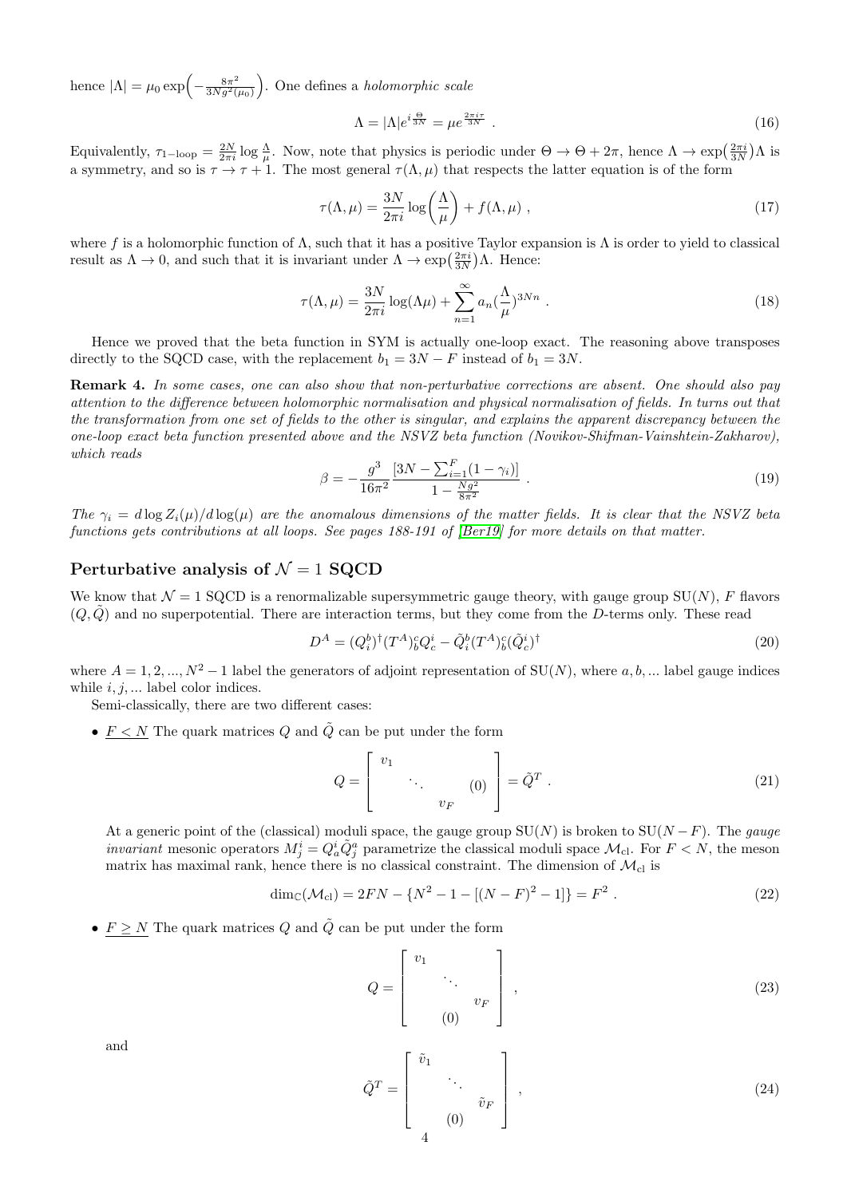hence $|\Lambda| = \mu_0 \exp\Big(-\frac{8\pi^2}{3Ng^2(\mu_0)}\Big)$. One defines a *holomorphic scale*

$$\Lambda = |\Lambda| e^{i\frac{\Theta}{3N}} = \mu e^{\frac{2\pi i \tau}{3N}} \ . \tag{16}$$

Equivalently, $\tau_{1-\text{loop}} = \frac{2N}{2\pi i}\log\frac{\Lambda}{\mu}$. Now, note that physics is periodic under $\Theta \to \Theta + 2\pi$, hence $\Lambda \to \exp\big(\frac{2\pi i}{3N}\big)\Lambda$ is a symmetry, and so is $\tau \to \tau + 1$. The most general $\tau(\Lambda, \mu)$ that respects the latter equation is of the form

$$\tau(\Lambda, \mu) = \frac{3N}{2\pi i}\log\left(\frac{\Lambda}{\mu}\right) + f(\Lambda, \mu) \ , \tag{17}$$

where $f$ is a holomorphic function of $\Lambda$, such that it has a positive Taylor expansion is $\Lambda$ is order to yield to classical result as $\Lambda \to 0$, and such that it is invariant under $\Lambda \to \exp\big(\frac{2\pi i}{3N}\big)\Lambda$. Hence:

$$\tau(\Lambda, \mu) = \frac{3N}{2\pi i}\log(\Lambda\mu) + \sum_{n=1}^{\infty} a_n \big(\frac{\Lambda}{\mu}\big)^{3Nn} \ . \tag{18}$$

Hence we proved that the beta function in SYM is actually one-loop exact. The reasoning above transposes directly to the SQCD case, with the replacement $b_1 = 3N - F$ instead of $b_1 = 3N$.

**Remark 4.** *In some cases, one can also show that non-perturbative corrections are absent. One should also pay attention to the difference between holomorphic normalisation and physical normalisation of fields. In turns out that the transformation from one set of fields to the other is singular, and explains the apparent discrepancy between the one-loop exact beta function presented above and the NSVZ beta function (Novikov-Shifman-Vainshtein-Zakharov), which reads*

$$\beta = -\frac{g^3}{16\pi^2}\frac{\left[3N - \sum_{i=1}^{F}(1-\gamma_i)\right]}{1 - \frac{Ng^2}{8\pi^2}} \ . \tag{19}$$

*The $\gamma_i = d\log Z_i(\mu)/d\log(\mu)$ are the anomalous dimensions of the matter fields. It is clear that the NSVZ beta functions gets contributions at all loops. See pages 188-191 of [Ber19] for more details on that matter.*

## Perturbative analysis of $\mathcal{N} = 1$ SQCD

We know that $\mathcal{N} = 1$ SQCD is a renormalizable supersymmetric gauge theory, with gauge group $\mathrm{SU}(N)$, $F$ flavors $(Q, \tilde{Q})$ and no superpotential. There are interaction terms, but they come from the $D$-terms only. These read

$$D^A = (Q_i^b)^\dagger (T^A)_b^c Q_c^i - \tilde{Q}_i^b (T^A)_b^c (\tilde{Q}_c^i)^\dagger \tag{20}$$

where $A = 1, 2, ..., N^2 - 1$ label the generators of adjoint representation of $\mathrm{SU}(N)$, where $a, b, ...$ label gauge indices while $i, j, ...$ label color indices.

Semi-classically, there are two different cases:

- $\underline{F < N}$ The quark matrices $Q$ and $\tilde{Q}$ can be put under the form

$$Q = \begin{bmatrix} v_1 & & & \\ & \ddots & & (0) \\ & & v_F & \end{bmatrix} = \tilde{Q}^T \ . \tag{21}$$

  At a generic point of the (classical) moduli space, the gauge group $\mathrm{SU}(N)$ is broken to $\mathrm{SU}(N-F)$. The *gauge invariant* mesonic operators $M_j^i = Q_a^i \tilde{Q}_j^a$ parametrize the classical moduli space $\mathcal{M}_{\text{cl}}$. For $F < N$, the meson matrix has maximal rank, hence there is no classical constraint. The dimension of $\mathcal{M}_{\text{cl}}$ is

$$\dim_{\mathbb{C}}(\mathcal{M}_{\text{cl}}) = 2FN - \{N^2 - 1 - [(N-F)^2 - 1]\} = F^2 \ . \tag{22}$$

- $\underline{F \geq N}$ The quark matrices $Q$ and $\tilde{Q}$ can be put under the form

$$Q = \begin{bmatrix} v_1 & & \\ & \ddots & \\ & & v_F \\ & (0) & \end{bmatrix} \ , \tag{23}$$

  and

$$\tilde{Q}^T = \begin{bmatrix} \tilde{v}_1 & & \\ & \ddots & \\ & & \tilde{v}_F \\ & (0) & \end{bmatrix} \ , \tag{24}$$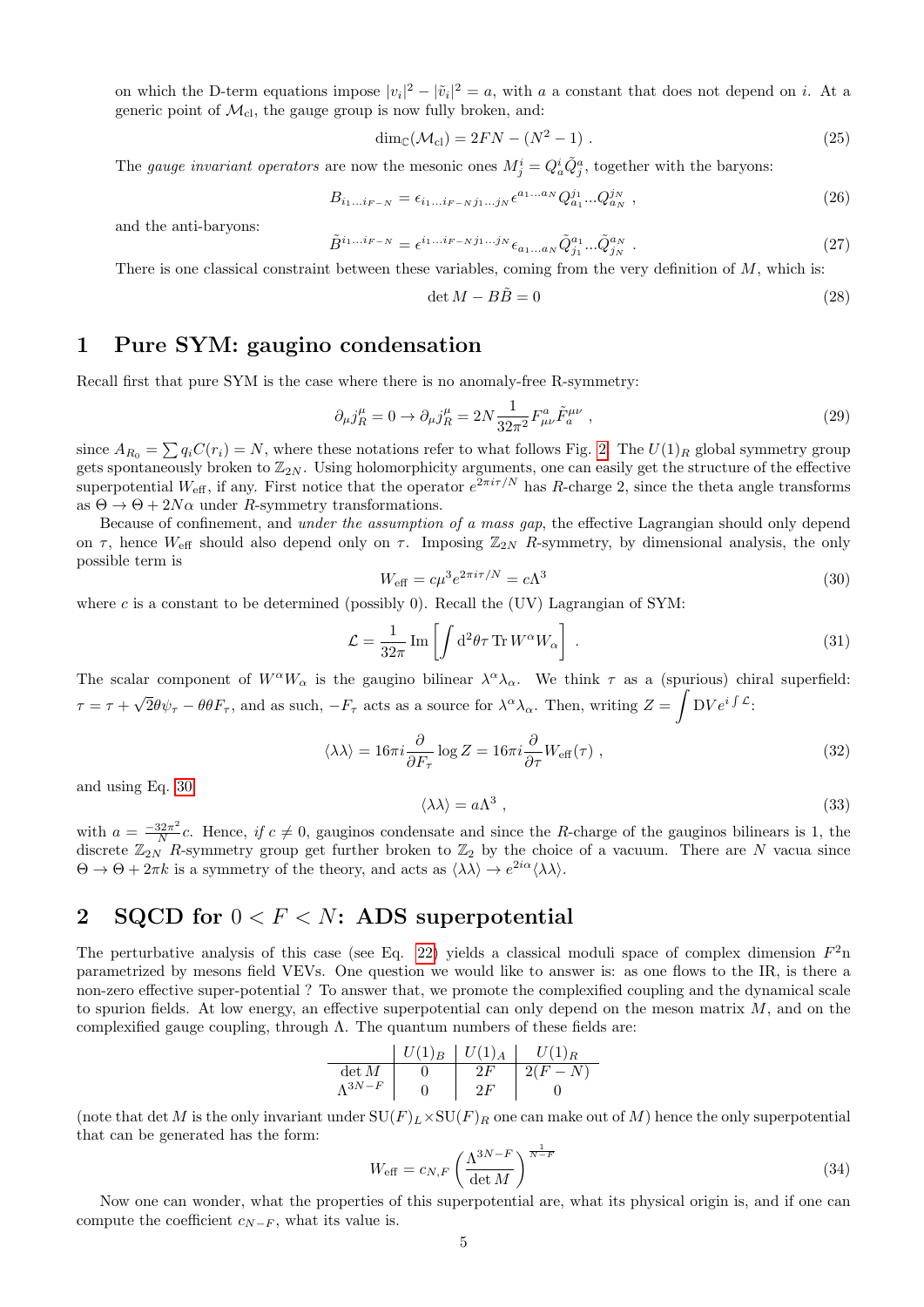on which the D-term equations impose $|v_i|^2 - |\tilde{v}_i|^2 = a$, with $a$ a constant that does not depend on $i$. At a generic point of $\mathcal{M}_{\rm cl}$, the gauge group is now fully broken, and:

$$\dim_{\mathbb{C}}(\mathcal{M}_{\rm cl}) = 2FN - (N^2-1) \ . \tag{25}$$

The *gauge invariant operators* are now the mesonic ones $M^i_j = Q^i_a \tilde{Q}^a_j$, together with the baryons:

$$B_{i_1 \dots i_{F-N}} = \epsilon_{i_1 \dots i_{F-N} j_1 \dots j_N} \epsilon^{a_1 \dots a_N} Q^{j_1}_{a_1} \dots Q^{j_N}_{a_N} \ , \tag{26}$$

and the anti-baryons:

$$\tilde{B}^{i_1 \dots i_{F-N}} = \epsilon^{i_1 \dots i_{F-N} j_1 \dots j_N} \epsilon_{a_1 \dots a_N} \tilde{Q}^{a_1}_{j_1} \dots \tilde{Q}^{a_N}_{j_N} \ . \tag{27}$$

There is one classical constraint between these variables, coming from the very definition of $M$, which is:

$$\det M - B\tilde{B} = 0 \tag{28}$$

# 1 Pure SYM: gaugino condensation

Recall first that pure SYM is the case where there is no anomaly-free R-symmetry:

$$\partial_\mu j^\mu_R = 0 \to \partial_\mu j^\mu_R = 2N \frac{1}{32\pi^2} F^a_{\mu\nu} \tilde{F}^{\mu\nu}_a \ , \tag{29}$$

since $A_{R_0} = \sum q_i C(r_i) = N$, where these notations refer to what follows Fig. 2. The $U(1)_R$ global symmetry group gets spontaneously broken to $\mathbb{Z}_{2N}$. Using holomorphicity arguments, one can easily get the structure of the effective superpotential $W_{\rm eff}$, if any. First notice that the operator $e^{2\pi i \tau/N}$ has $R$-charge 2, since the theta angle transforms as $\Theta \to \Theta + 2N\alpha$ under $R$-symmetry transformations.

Because of confinement, and *under the assumption of a mass gap*, the effective Lagrangian should only depend on $\tau$, hence $W_{\rm eff}$ should also depend only on $\tau$. Imposing $\mathbb{Z}_{2N}$ $R$-symmetry, by dimensional analysis, the only possible term is

$$W_{\rm eff} = c\mu^3 e^{2\pi i \tau/N} = c\Lambda^3 \tag{30}$$

where $c$ is a constant to be determined (possibly 0). Recall the (UV) Lagrangian of SYM:

$$\mathcal{L} = \frac{1}{32\pi} \operatorname{Im}\left[\int {\rm d}^2\theta \tau \operatorname{Tr} W^\alpha W_\alpha\right] \ . \tag{31}$$

The scalar component of $W^\alpha W_\alpha$ is the gaugino bilinear $\lambda^\alpha \lambda_\alpha$. We think $\tau$ as a (spurious) chiral superfield: $\tau = \tau + \sqrt{2}\theta\psi_\tau - \theta\theta F_\tau$, and as such, $-F_\tau$ acts as a source for $\lambda^\alpha\lambda_\alpha$. Then, writing $Z = \displaystyle\int {\rm D}V e^{i\int \mathcal{L}}$:

$$\langle \lambda\lambda \rangle = 16\pi i \frac{\partial}{\partial F_\tau} \log Z = 16\pi i \frac{\partial}{\partial \tau} W_{\rm eff}(\tau) \ , \tag{32}$$

and using Eq. 30

$$\langle \lambda\lambda \rangle = a\Lambda^3 \ , \tag{33}$$

with $a = \frac{-32\pi^2}{N} c$. Hence, *if* $c \neq 0$, gauginos condensate and since the $R$-charge of the gauginos bilinears is 1, the discrete $\mathbb{Z}_{2N}$ $R$-symmetry group get further broken to $\mathbb{Z}_2$ by the choice of a vacuum. There are $N$ vacua since $\Theta \to \Theta + 2\pi k$ is a symmetry of the theory, and acts as $\langle\lambda\lambda\rangle \to e^{2i\alpha}\langle\lambda\lambda\rangle$.

# 2 SQCD for $0 < F < N$: ADS superpotential

The perturbative analysis of this case (see Eq. 22) yields a classical moduli space of complex dimension $F^2$n parametrized by mesons field VEVs. One question we would like to answer is: as one flows to the IR, is there a non-zero effective super-potential ? To answer that, we promote the complexified coupling and the dynamical scale to spurion fields. At low energy, an effective superpotential can only depend on the meson matrix $M$, and on the complexified gauge coupling, through $\Lambda$. The quantum numbers of these fields are:

| | $U(1)_B$ | $U(1)_A$ | $U(1)_R$ |
|---|---|---|---|
| $\det M$ | 0 | $2F$ | $2(F-N)$ |
| $\Lambda^{3N-F}$ | 0 | $2F$ | 0 |

(note that $\det M$ is the only invariant under $\mathrm{SU}(F)_L \times \mathrm{SU}(F)_R$ one can make out of $M$) hence the only superpotential that can be generated has the form:

$$W_{\rm eff} = c_{N,F} \left(\frac{\Lambda^{3N-F}}{\det M}\right)^{\frac{1}{N-F}} \tag{34}$$

Now one can wonder, what the properties of this superpotential are, what its physical origin is, and if one can compute the coefficient $c_{N-F}$, what its value is.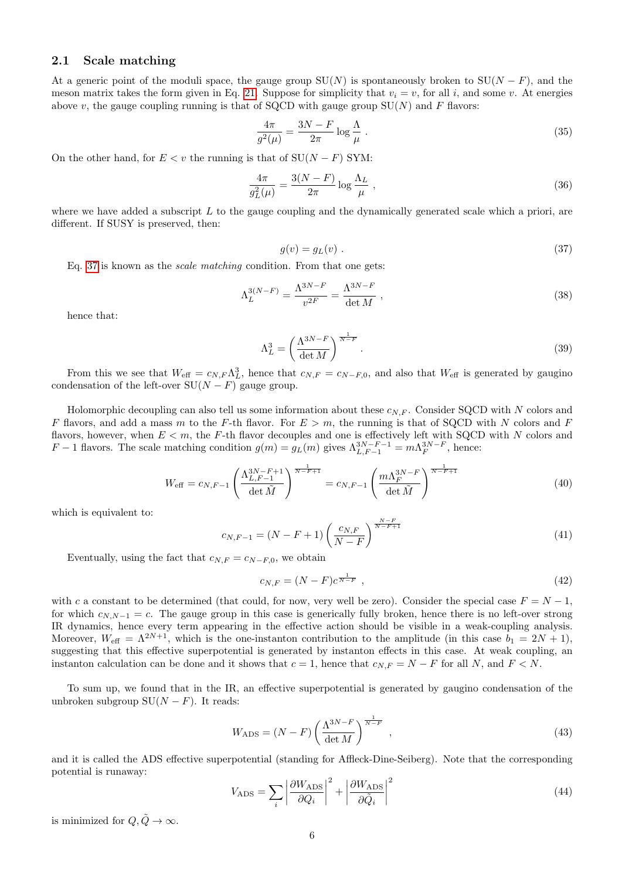### 2.1 Scale matching

At a generic point of the moduli space, the gauge group SU($N$) is spontaneously broken to SU($N-F$), and the meson matrix takes the form given in Eq. 21. Suppose for simplicity that $v_i = v$, for all $i$, and some $v$. At energies above $v$, the gauge coupling running is that of SQCD with gauge group SU($N$) and $F$ flavors:

$$\frac{4\pi}{g^2(\mu)} = \frac{3N-F}{2\pi}\log\frac{\Lambda}{\mu}\ . \tag{35}$$

On the other hand, for $E < v$ the running is that of SU($N-F$) SYM:

$$\frac{4\pi}{g_L^2(\mu)} = \frac{3(N-F)}{2\pi}\log\frac{\Lambda_L}{\mu}\ , \tag{36}$$

where we have added a subscript $L$ to the gauge coupling and the dynamically generated scale which a priori, are different. If SUSY is preserved, then:

$$g(v) = g_L(v)\ . \tag{37}$$

Eq. 37 is known as the *scale matching* condition. From that one gets:

$$\Lambda_L^{3(N-F)} = \frac{\Lambda^{3N-F}}{v^{2F}} = \frac{\Lambda^{3N-F}}{\det M}\ , \tag{38}$$

hence that:

$$\Lambda_L^3 = \left(\frac{\Lambda^{3N-F}}{\det M}\right)^{\frac{1}{N-F}}. \tag{39}$$

From this we see that $W_{\text{eff}} = c_{N,F}\Lambda_L^3$, hence that $c_{N,F} = c_{N-F,0}$, and also that $W_{\text{eff}}$ is generated by gaugino condensation of the left-over SU($N-F$) gauge group.

Holomorphic decoupling can also tell us some information about these $c_{N,F}$. Consider SQCD with $N$ colors and $F$ flavors, and add a mass $m$ to the $F$-th flavor. For $E > m$, the running is that of SQCD with $N$ colors and $F$ flavors, however, when $E < m$, the $F$-th flavor decouples and one is effectively left with SQCD with $N$ colors and $F-1$ flavors. The scale matching condition $g(m) = g_L(m)$ gives $\Lambda_{L,F-1}^{3N-F-1} = m\Lambda_F^{3N-F}$, hence:

$$W_{\text{eff}} = c_{N,F-1}\left(\frac{\Lambda_{L,F-1}^{3N-F+1}}{\det\tilde{M}}\right)^{\frac{1}{N-F+1}} = c_{N,F-1}\left(\frac{m\Lambda_F^{3N-F}}{\det\tilde{M}}\right)^{\frac{1}{N-F+1}} \tag{40}$$

which is equivalent to:

$$c_{N,F-1} = (N-F+1)\left(\frac{c_{N,F}}{N-F}\right)^{\frac{N-F}{N-F+1}} \tag{41}$$

Eventually, using the fact that $c_{N,F} = c_{N-F,0}$, we obtain

$$c_{N,F} = (N-F)c^{\frac{1}{N-F}}\ , \tag{42}$$

with $c$ a constant to be determined (that could, for now, very well be zero). Consider the special case $F = N-1$, for which $c_{N,N-1} = c$. The gauge group in this case is generically fully broken, hence there is no left-over strong IR dynamics, hence every term appearing in the effective action should be visible in a weak-coupling analysis. Moreover, $W_{\text{eff}} = \Lambda^{2N+1}$, which is the one-instanton contribution to the amplitude (in this case $b_1 = 2N+1$), suggesting that this effective superpotential is generated by instanton effects in this case. At weak coupling, an instanton calculation can be done and it shows that $c = 1$, hence that $c_{N,F} = N-F$ for all $N$, and $F < N$.

To sum up, we found that in the IR, an effective superpotential is generated by gaugino condensation of the unbroken subgroup SU($N-F$). It reads:

$$W_{\text{ADS}} = (N-F)\left(\frac{\Lambda^{3N-F}}{\det M}\right)^{\frac{1}{N-F}}\ , \tag{43}$$

and it is called the ADS effective superpotential (standing for Affleck-Dine-Seiberg). Note that the corresponding potential is runaway:

$$V_{\text{ADS}} = \sum_i \left|\frac{\partial W_{\text{ADS}}}{\partial Q_i}\right|^2 + \left|\frac{\partial W_{\text{ADS}}}{\partial \tilde{Q}_i}\right|^2 \tag{44}$$

is minimized for $Q, \tilde{Q} \to \infty$.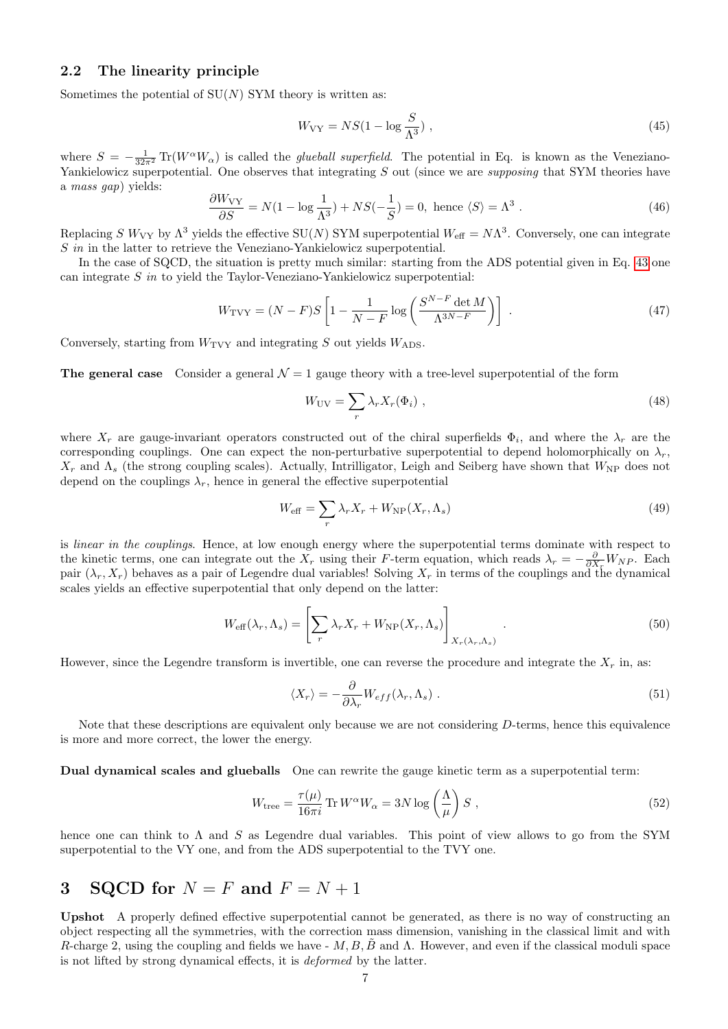## 2.2 The linearity principle

Sometimes the potential of SU($N$) SYM theory is written as:

$$W_{\rm VY} = NS(1 - \log\frac{S}{\Lambda^3}) \ , \tag{45}$$

where $S = -\frac{1}{32\pi^2}\,\mathrm{Tr}(W^\alpha W_\alpha)$ is called the *glueball superfield*. The potential in Eq. is known as the Veneziano-Yankielowicz superpotential. One observes that integrating $S$ out (since we are *supposing* that SYM theories have a *mass gap*) yields:

$$\frac{\partial W_{\rm VY}}{\partial S} = N(1 - \log\frac{1}{\Lambda^3}) + NS(-\frac{1}{S}) = 0, \text{ hence } \langle S\rangle = \Lambda^3 \ . \tag{46}$$

Replacing $S$ $W_{\rm VY}$ by $\Lambda^3$ yields the effective SU($N$) SYM superpotential $W_{\rm eff} = N\Lambda^3$. Conversely, one can integrate $S$ *in* in the latter to retrieve the Veneziano-Yankielowicz superpotential.

In the case of SQCD, the situation is pretty much similar: starting from the ADS potential given in Eq. 43 one can integrate $S$ *in* to yield the Taylor-Veneziano-Yankielowicz superpotential:

$$W_{\rm TVY} = (N-F)S\left[1 - \frac{1}{N-F}\log\left(\frac{S^{N-F}\det M}{\Lambda^{3N-F}}\right)\right] \ . \tag{47}$$

Conversely, starting from $W_{\rm TVY}$ and integrating $S$ out yields $W_{\rm ADS}$.

**The general case** Consider a general $\mathcal{N}=1$ gauge theory with a tree-level superpotential of the form

$$W_{\rm UV} = \sum_r \lambda_r X_r(\Phi_i) \ , \tag{48}$$

where $X_r$ are gauge-invariant operators constructed out of the chiral superfields $\Phi_i$, and where the $\lambda_r$ are the corresponding couplings. One can expect the non-perturbative superpotential to depend holomorphically on $\lambda_r$, $X_r$ and $\Lambda_s$ (the strong coupling scales). Actually, Intriligator, Leigh and Seiberg have shown that $W_{\rm NP}$ does not depend on the couplings $\lambda_r$, hence in general the effective superpotential

$$W_{\rm eff} = \sum_r \lambda_r X_r + W_{\rm NP}(X_r, \Lambda_s) \tag{49}$$

is *linear in the couplings*. Hence, at low enough energy where the superpotential terms dominate with respect to the kinetic terms, one can integrate out the $X_r$ using their $F$-term equation, which reads $\lambda_r = -\frac{\partial}{\partial X_r}W_{NP}$. Each pair $(\lambda_r, X_r)$ behaves as a pair of Legendre dual variables! Solving $X_r$ in terms of the couplings and the dynamical scales yields an effective superpotential that only depend on the latter:

$$W_{\rm eff}(\lambda_r, \Lambda_s) = \left[\sum_r \lambda_r X_r + W_{\rm NP}(X_r, \Lambda_s)\right]_{X_r(\lambda_r,\Lambda_s)} \ . \tag{50}$$

However, since the Legendre transform is invertible, one can reverse the procedure and integrate the $X_r$ in, as:

$$\langle X_r\rangle = -\frac{\partial}{\partial\lambda_r}W_{eff}(\lambda_r, \Lambda_s) \ . \tag{51}$$

Note that these descriptions are equivalent only because we are not considering $D$-terms, hence this equivalence is more and more correct, the lower the energy.

**Dual dynamical scales and glueballs** One can rewrite the gauge kinetic term as a superpotential term:

$$W_{\rm tree} = \frac{\tau(\mu)}{16\pi i}\,\mathrm{Tr}\,W^\alpha W_\alpha = 3N\log\left(\frac{\Lambda}{\mu}\right)S \ , \tag{52}$$

hence one can think to $\Lambda$ and $S$ as Legendre dual variables. This point of view allows to go from the SYM superpotential to the VY one, and from the ADS superpotential to the TVY one.

# 3 SQCD for $N = F$ and $F = N + 1$

**Upshot** A properly defined effective superpotential cannot be generated, as there is no way of constructing an object respecting all the symmetries, with the correction mass dimension, vanishing in the classical limit and with $R$-charge 2, using the coupling and fields we have - $M, B, \tilde{B}$ and $\Lambda$. However, and even if the classical moduli space is not lifted by strong dynamical effects, it is *deformed* by the latter.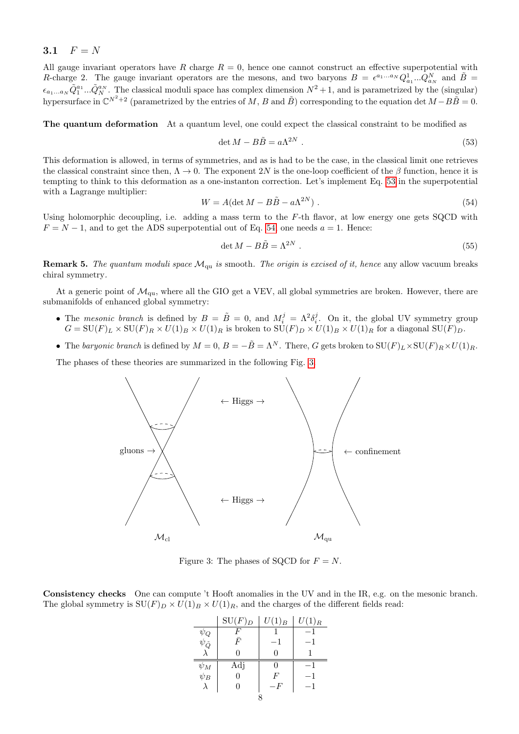### 3.1 $F = N$

All gauge invariant operators have $R$ charge $R = 0$, hence one cannot construct an effective superpotential with $R$-charge 2. The gauge invariant operators are the mesons, and two baryons $B = \epsilon^{a_1 \dots a_N} Q^1_{a_1} \dots Q^N_{a_N}$ and $\tilde{B} = \epsilon_{a_1 \dots a_N} \tilde{Q}^{a_1}_1 \dots \tilde{Q}^{a_N}_N$. The classical moduli space has complex dimension $N^2 + 1$, and is parametrized by the (singular) hypersurface in $\mathbb{C}^{N^2+2}$ (parametrized by the entries of $M$, $B$ and $\tilde{B}$) corresponding to the equation $\det M - B\tilde{B} = 0$.

**The quantum deformation** At a quantum level, one could expect the classical constraint to be modified as

$$\det M - B\tilde{B} = a\Lambda^{2N} \; . \tag{53}$$

This deformation is allowed, in terms of symmetries, and as is had to be the case, in the classical limit one retrieves the classical constraint since then, $\Lambda \to 0$. The exponent $2N$ is the one-loop coefficient of the $\beta$ function, hence it is tempting to think to this deformation as a one-instanton correction. Let's implement Eq. 53 in the superpotential with a Lagrange multiplier:

$$W = A(\det M - B\tilde{B} - a\Lambda^{2N}) \; . \tag{54}$$

Using holomorphic decoupling, i.e. adding a mass term to the $F$-th flavor, at low energy one gets SQCD with $F = N - 1$, and to get the ADS superpotential out of Eq. 54 one needs $a = 1$. Hence:

$$\det M - B\tilde{B} = \Lambda^{2N} \; . \tag{55}$$

**Remark 5.** *The quantum moduli space $\mathcal{M}_{\mathrm{qu}}$ is* smooth. *The origin is excised of it, hence* any allow vacuum breaks chiral symmetry.

At a generic point of $\mathcal{M}_{\mathrm{qu}}$, where all the GIO get a VEV, all global symmetries are broken. However, there are submanifolds of enhanced global symmetry:

- The *mesonic branch* is defined by $B = \tilde{B} = 0$, and $M_i^j = \Lambda^2 \delta_i^j$. On it, the global UV symmetry group $G = \mathrm{SU}(F)_L \times \mathrm{SU}(F)_R \times U(1)_B \times U(1)_R$ is broken to $\mathrm{SU}(F)_D \times U(1)_B \times U(1)_R$ for a diagonal $\mathrm{SU}(F)_D$.
- The *baryonic branch* is defined by $M = 0$, $B = -\tilde{B} = \Lambda^N$. There, $G$ gets broken to $\mathrm{SU}(F)_L \times \mathrm{SU}(F)_R \times U(1)_R$.

The phases of these theories are summarized in the following Fig. 3.

← Higgs →

gluons →

← confinement

← Higgs →

$\mathcal{M}_{\mathrm{cl}}$ $\mathcal{M}_{\mathrm{qu}}$

Figure 3: The phases of SQCD for $F = N$.

**Consistency checks** One can compute 't Hooft anomalies in the UV and in the IR, e.g. on the mesonic branch. The global symmetry is $\mathrm{SU}(F)_D \times U(1)_B \times U(1)_R$, and the charges of the different fields read:

| | $\mathrm{SU}(F)_D$ | $U(1)_B$ | $U(1)_R$ |
|---|---|---|---|
| $\psi_Q$ | $F$ | $1$ | $-1$ |
| $\psi_{\tilde{Q}}$ | $\bar{F}$ | $-1$ | $-1$ |
| $\lambda$ | $0$ | $0$ | $1$ |
| $\psi_M$ | Adj | $0$ | $-1$ |
| $\psi_B$ | $0$ | $F$ | $-1$ |
| $\lambda$ | $0$ | $-F$ | $-1$ |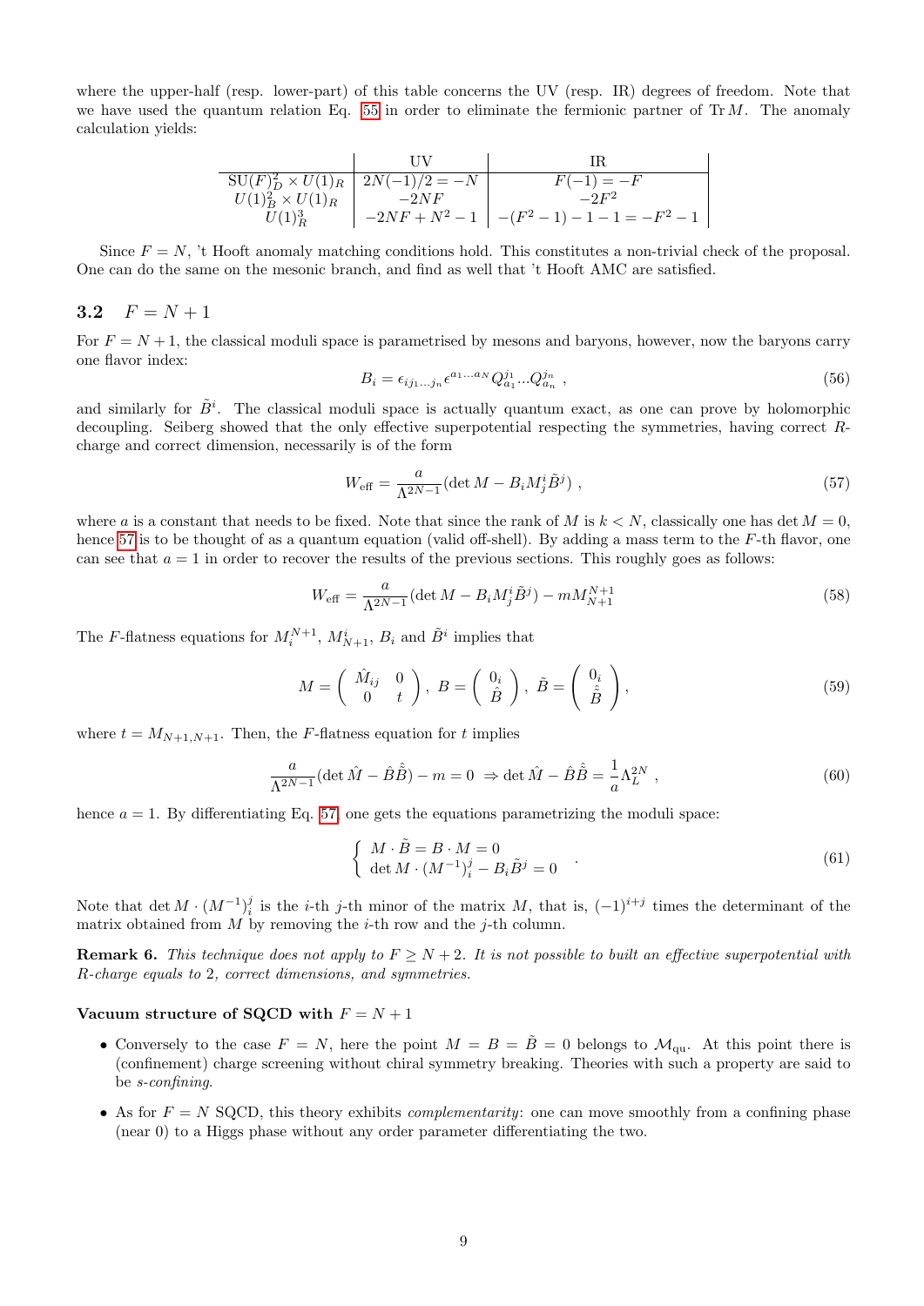where the upper-half (resp. lower-part) of this table concerns the UV (resp. IR) degrees of freedom. Note that we have used the quantum relation Eq. 55 in order to eliminate the fermionic partner of $\operatorname{Tr} M$. The anomaly calculation yields:

| | UV | IR |
|---|---|---|
| $\mathrm{SU}(F)_D^2 \times U(1)_R$ | $2N(-1)/2 = -N$ | $F(-1) = -F$ |
| $U(1)_B^2 \times U(1)_R$ | $-2NF$ | $-2F^2$ |
| $U(1)_R^3$ | $-2NF + N^2 - 1$ | $-(F^2-1) - 1 - 1 = -F^2 - 1$ |

Since $F = N$, 't Hooft anomaly matching conditions hold. This constitutes a non-trivial check of the proposal. One can do the same on the mesonic branch, and find as well that 't Hooft AMC are satisfied.

### 3.2 $F = N + 1$

For $F = N + 1$, the classical moduli space is parametrised by mesons and baryons, however, now the baryons carry one flavor index:

$$B_i = \epsilon_{ij_1 \ldots j_n} \epsilon^{a_1 \ldots a_N} Q_{a_1}^{j_1} \ldots Q_{a_n}^{j_n} \; , \tag{56}$$

and similarly for $\tilde{B}^i$. The classical moduli space is actually quantum exact, as one can prove by holomorphic decoupling. Seiberg showed that the only effective superpotential respecting the symmetries, having correct $R$-charge and correct dimension, necessarily is of the form

$$W_{\text{eff}} = \frac{a}{\Lambda^{2N-1}} (\det M - B_i M_j^i \tilde{B}^j) \; , \tag{57}$$

where $a$ is a constant that needs to be fixed. Note that since the rank of $M$ is $k < N$, classically one has $\det M = 0$, hence 57 is to be thought of as a quantum equation (valid off-shell). By adding a mass term to the $F$-th flavor, one can see that $a = 1$ in order to recover the results of the previous sections. This roughly goes as follows:

$$W_{\text{eff}} = \frac{a}{\Lambda^{2N-1}} (\det M - B_i M_j^i \tilde{B}^j) - m M_{N+1}^{N+1} \tag{58}$$

The $F$-flatness equations for $M_i^{N+1}$, $M_{N+1}^i$, $B_i$ and $\tilde{B}^i$ implies that

$$M = \begin{pmatrix} \hat{M}_{ij} & 0 \\ 0 & t \end{pmatrix}, \; B = \begin{pmatrix} 0_i \\ \hat{B} \end{pmatrix}, \; \tilde{B} = \begin{pmatrix} 0_i \\ \hat{\tilde{B}} \end{pmatrix}, \tag{59}$$

where $t = M_{N+1,N+1}$. Then, the $F$-flatness equation for $t$ implies

$$\frac{a}{\Lambda^{2N-1}} (\det \hat{M} - \hat{B}\hat{\tilde{B}}) - m = 0 \; \Rightarrow \det \hat{M} - \hat{B}\hat{\tilde{B}} = \frac{1}{a} \Lambda_L^{2N} \; , \tag{60}$$

hence $a = 1$. By differentiating Eq. 57, one gets the equations parametrizing the moduli space:

$$\begin{cases} M \cdot \tilde{B} = B \cdot M = 0 \\ \det M \cdot (M^{-1})_i^j - B_i \tilde{B}^j = 0 \end{cases} . \tag{61}$$

Note that $\det M \cdot (M^{-1})_i^j$ is the $i$-th $j$-th minor of the matrix $M$, that is, $(-1)^{i+j}$ times the determinant of the matrix obtained from $M$ by removing the $i$-th row and the $j$-th column.

**Remark 6.** *This technique does not apply to $F \geq N + 2$. It is not possible to built an effective superpotential with $R$-charge equals to 2, correct dimensions, and symmetries.*

**Vacuum structure of SQCD with $F = N + 1$**

- Conversely to the case $F = N$, here the point $M = B = \tilde{B} = 0$ belongs to $\mathcal{M}_{\text{qu}}$. At this point there is (confinement) charge screening without chiral symmetry breaking. Theories with such a property are said to be *s-confining*.
- As for $F = N$ SQCD, this theory exhibits *complementarity*: one can move smoothly from a confining phase (near 0) to a Higgs phase without any order parameter differentiating the two.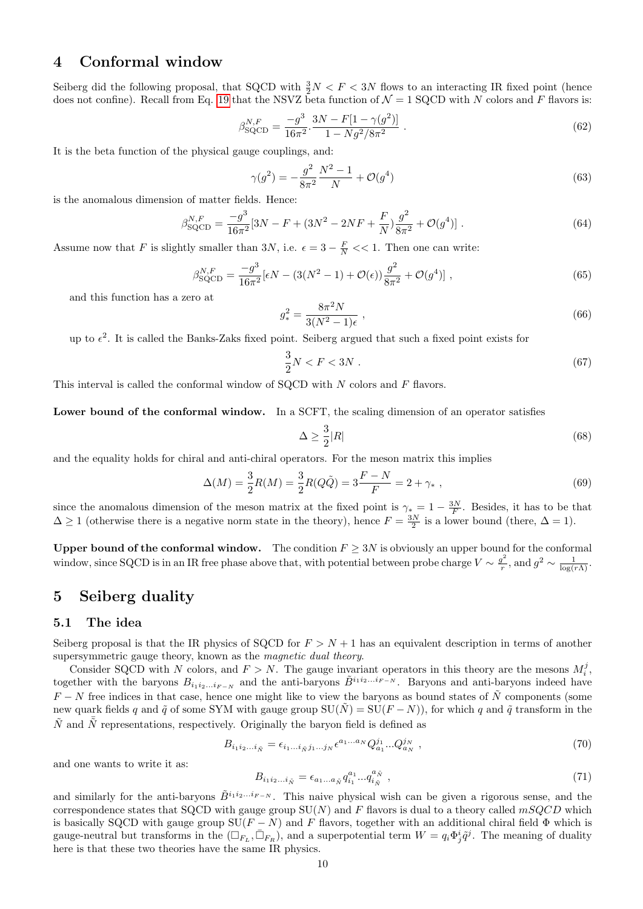# 4 Conformal window

Seiberg did the following proposal, that SQCD with $\frac{3}{2}N < F < 3N$ flows to an interacting IR fixed point (hence does not confine). Recall from Eq. 19 that the NSVZ beta function of $\mathcal{N}=1$ SQCD with $N$ colors and $F$ flavors is:

$$\beta^{N,F}_{\rm SQCD} = \frac{-g^3}{16\pi^2} . \frac{3N - F[1-\gamma(g^2)]}{1 - Ng^2/8\pi^2} \ . \tag{62}$$

It is the beta function of the physical gauge couplings, and:

$$\gamma(g^2) = -\frac{g^2}{8\pi^2}\frac{N^2-1}{N} + \mathcal{O}(g^4) \tag{63}$$

is the anomalous dimension of matter fields. Hence:

$$\beta^{N,F}_{\rm SQCD} = \frac{-g^3}{16\pi^2}[3N - F + (3N^2 - 2NF + \frac{F}{N})\frac{g^2}{8\pi^2} + \mathcal{O}(g^4)] \ . \tag{64}$$

Assume now that $F$ is slightly smaller than $3N$, i.e. $\epsilon = 3 - \frac{F}{N} << 1$. Then one can write:

$$\beta^{N,F}_{\rm SQCD} = \frac{-g^3}{16\pi^2}[\epsilon N - (3(N^2-1) + \mathcal{O}(\epsilon))\frac{g^2}{8\pi^2} + \mathcal{O}(g^4)] \ , \tag{65}$$

and this function has a zero at

$$g^2_* = \frac{8\pi^2 N}{3(N^2-1)\epsilon} \ , \tag{66}$$

up to $\epsilon^2$. It is called the Banks-Zaks fixed point. Seiberg argued that such a fixed point exists for

$$\frac{3}{2}N < F < 3N \ . \tag{67}$$

This interval is called the conformal window of SQCD with $N$ colors and $F$ flavors.

**Lower bound of the conformal window.** In a SCFT, the scaling dimension of an operator satisfies

$$\Delta \geq \frac{3}{2}|R| \tag{68}$$

and the equality holds for chiral and anti-chiral operators. For the meson matrix this implies

$$\Delta(M) = \frac{3}{2}R(M) = \frac{3}{2}R(Q\tilde{Q}) = 3\frac{F-N}{F} = 2 + \gamma_* \ , \tag{69}$$

since the anomalous dimension of the meson matrix at the fixed point is $\gamma_* = 1 - \frac{3N}{F}$. Besides, it has to be that $\Delta \geq 1$ (otherwise there is a negative norm state in the theory), hence $F = \frac{3N}{2}$ is a lower bound (there, $\Delta = 1$).

**Upper bound of the conformal window.** The condition $F \geq 3N$ is obviously an upper bound for the conformal window, since SQCD is in an IR free phase above that, with potential between probe charge $V \sim \frac{g^2}{r}$, and $g^2 \sim \frac{1}{\log(r\Lambda)}$.

# 5 Seiberg duality

## 5.1 The idea

Seiberg proposal is that the IR physics of SQCD for $F > N+1$ has an equivalent description in terms of another supersymmetric gauge theory, known as the *magnetic dual theory*.

Consider SQCD with $N$ colors, and $F > N$. The gauge invariant operators in this theory are the mesons $M_i^j$, together with the baryons $B_{i_1 i_2 \dots i_{F-N}}$ and the anti-baryons $\tilde{B}^{i_1 i_2 \dots i_{F-N}}$. Baryons and anti-baryons indeed have $F-N$ free indices in that case, hence one might like to view the baryons as bound states of $\tilde{N}$ components (some new quark fields $q$ and $\tilde{q}$ of some SYM with gauge group $\mathrm{SU}(\tilde{N}) = \mathrm{SU}(F-N)$), for which $q$ and $\tilde{q}$ transform in the $\tilde{N}$ and $\bar{\tilde{N}}$ representations, respectively. Originally the baryon field is defined as

$$B_{i_1 i_2 \dots i_{\tilde{N}}} = \epsilon_{i_1 \dots i_{\tilde{N}} j_1 \dots j_N}\epsilon^{a_1 \dots a_N} Q^{j_1}_{a_1} \dots Q^{j_N}_{a_N} \ , \tag{70}$$

and one wants to write it as:

$$B_{i_1 i_2 \dots i_{\tilde{N}}} = \epsilon_{a_1 \dots a_{\tilde{N}}} q^{a_1}_{i_1} \dots q^{a_{\tilde{N}}}_{i_{\tilde{N}}} \ , \tag{71}$$

and similarly for the anti-baryons $\tilde{B}^{i_1 i_2 \dots i_{F-N}}$. This naive physical wish can be given a rigorous sense, and the correspondence states that SQCD with gauge group $\mathrm{SU}(N)$ and $F$ flavors is dual to a theory called *mSQCD* which is basically SQCD with gauge group $\mathrm{SU}(F-N)$ and $F$ flavors, together with an additional chiral field $\Phi$ which is gauge-neutral but transforms in the $(\square_{F_L}, \bar{\square}_{F_R})$, and a superpotential term $W = q_i \Phi^i_j \tilde{q}^j$. The meaning of duality here is that these two theories have the same IR physics.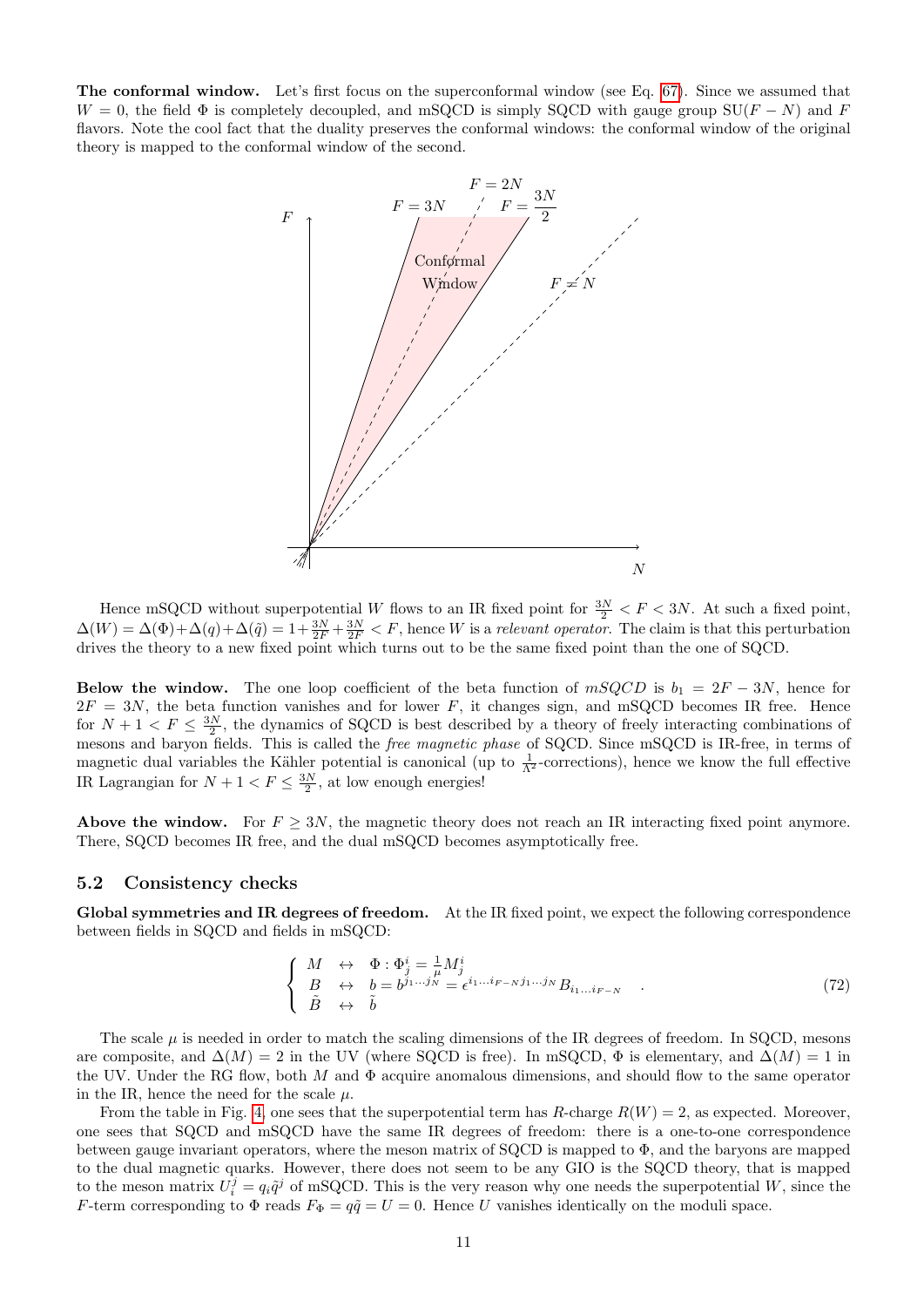**The conformal window.** Let's first focus on the superconformal window (see Eq. 67). Since we assumed that $W = 0$, the field $\Phi$ is completely decoupled, and mSQCD is simply SQCD with gauge group SU$(F-N)$ and $F$ flavors. Note the cool fact that the duality preserves the conformal windows: the conformal window of the original theory is mapped to the conformal window of the second.

Hence mSQCD without superpotential $W$ flows to an IR fixed point for $\frac{3N}{2} < F < 3N$. At such a fixed point, $\Delta(W) = \Delta(\Phi)+\Delta(q)+\Delta(\tilde{q}) = 1+\frac{3N}{2F}+\frac{3N}{2F} < F$, hence $W$ is a *relevant operator*. The claim is that this perturbation drives the theory to a new fixed point which turns out to be the same fixed point than the one of SQCD.

**Below the window.** The one loop coefficient of the beta function of *mSQCD* is $b_1 = 2F - 3N$, hence for $2F = 3N$, the beta function vanishes and for lower $F$, it changes sign, and mSQCD becomes IR free. Hence for $N + 1 < F \leq \frac{3N}{2}$, the dynamics of SQCD is best described by a theory of freely interacting combinations of mesons and baryon fields. This is called the *free magnetic phase* of SQCD. Since mSQCD is IR-free, in terms of magnetic dual variables the Kähler potential is canonical (up to $\frac{1}{\Lambda^2}$-corrections), hence we know the full effective IR Lagrangian for $N + 1 < F \leq \frac{3N}{2}$, at low enough energies!

**Above the window.** For $F \geq 3N$, the magnetic theory does not reach an IR interacting fixed point anymore. There, SQCD becomes IR free, and the dual mSQCD becomes asymptotically free.

### 5.2 Consistency checks

**Global symmetries and IR degrees of freedom.** At the IR fixed point, we expect the following correspondence between fields in SQCD and fields in mSQCD:

$$\begin{cases} M & \leftrightarrow & \Phi : \Phi^i_j = \frac{1}{\mu} M^i_j \\ B & \leftrightarrow & b = b^{j_1 \ldots j_N} = \epsilon^{i_1 \ldots i_{F-N} j_1 \ldots j_N} B_{i_1 \ldots i_{F-N}} \\ \tilde{B} & \leftrightarrow & \tilde{b} \end{cases} . \tag{72}$$

The scale $\mu$ is needed in order to match the scaling dimensions of the IR degrees of freedom. In SQCD, mesons are composite, and $\Delta(M) = 2$ in the UV (where SQCD is free). In mSQCD, $\Phi$ is elementary, and $\Delta(M) = 1$ in the UV. Under the RG flow, both $M$ and $\Phi$ acquire anomalous dimensions, and should flow to the same operator in the IR, hence the need for the scale $\mu$.

From the table in Fig. 4, one sees that the superpotential term has $R$-charge $R(W) = 2$, as expected. Moreover, one sees that SQCD and mSQCD have the same IR degrees of freedom: there is a one-to-one correspondence between gauge invariant operators, where the meson matrix of SQCD is mapped to $\Phi$, and the baryons are mapped to the dual magnetic quarks. However, there does not seem to be any GIO is the SQCD theory, that is mapped to the meson matrix $U^j_i = q_i \tilde{q}^j$ of mSQCD. This is the very reason why one needs the superpotential $W$, since the $F$-term corresponding to $\Phi$ reads $F_\Phi = q\tilde{q} = U = 0$. Hence $U$ vanishes identically on the moduli space.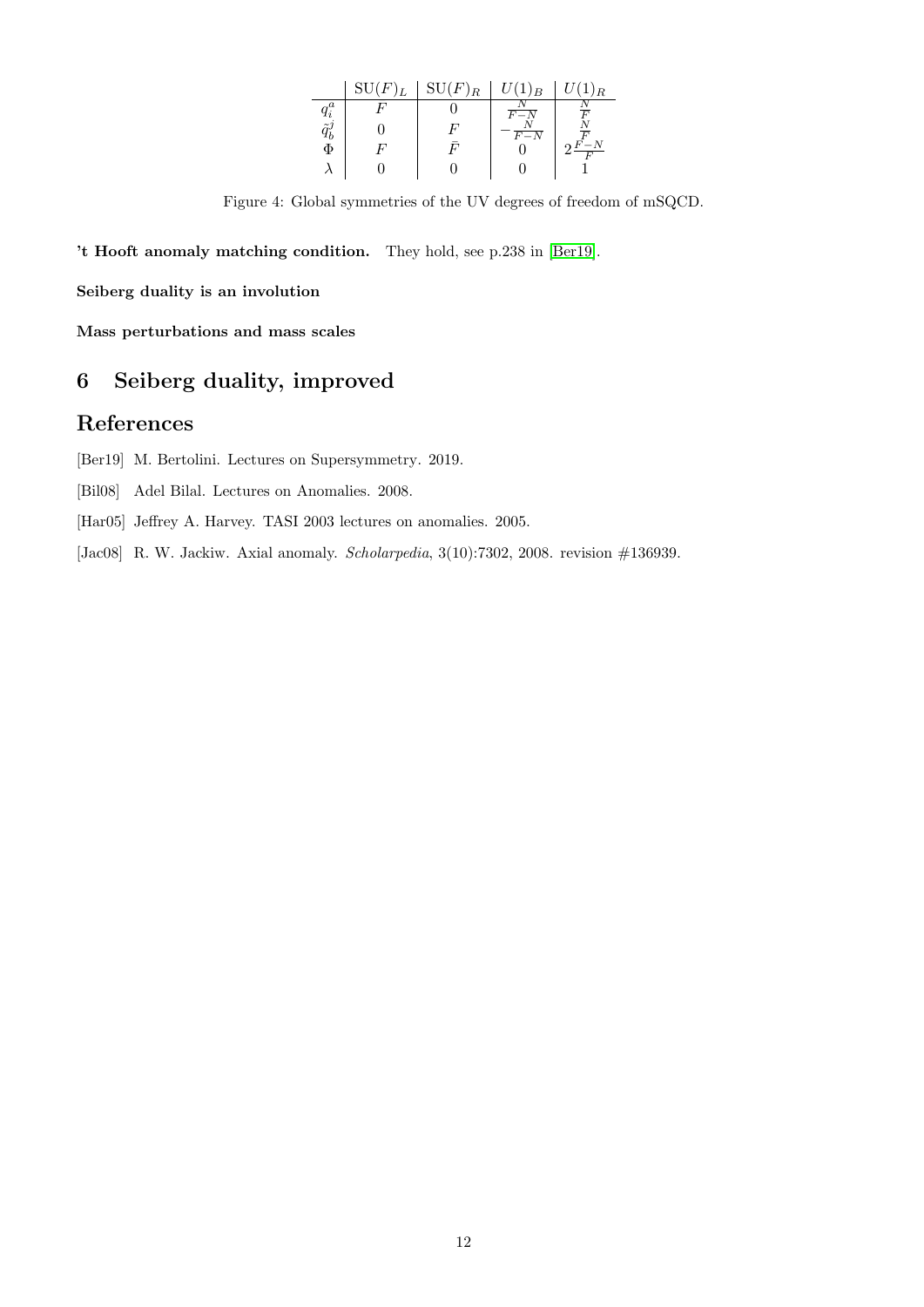| | $\mathrm{SU}(F)_L$ | $\mathrm{SU}(F)_R$ | $U(1)_B$ | $U(1)_R$ |
|---|---|---|---|---|
| $q_i^a$ | $F$ | $0$ | $\frac{N}{F-N}$ | $\frac{N}{F}$ |
| $\tilde{q}_b^j$ | $0$ | $F$ | $-\frac{N}{F-N}$ | $\frac{N}{F}$ |
| $\Phi$ | $F$ | $\bar{F}$ | $0$ | $2\frac{F-N}{F}$ |
| $\lambda$ | $0$ | $0$ | $0$ | $1$ |

Figure 4: Global symmetries of the UV degrees of freedom of mSQCD.

**'t Hooft anomaly matching condition.** They hold, see p.238 in [Ber19].

**Seiberg duality is an involution**

**Mass perturbations and mass scales**

# 6 Seiberg duality, improved

# References

[Ber19] M. Bertolini. Lectures on Supersymmetry. 2019.

[Bil08] Adel Bilal. Lectures on Anomalies. 2008.

[Har05] Jeffrey A. Harvey. TASI 2003 lectures on anomalies. 2005.

[Jac08] R. W. Jackiw. Axial anomaly. *Scholarpedia*, 3(10):7302, 2008. revision #136939.